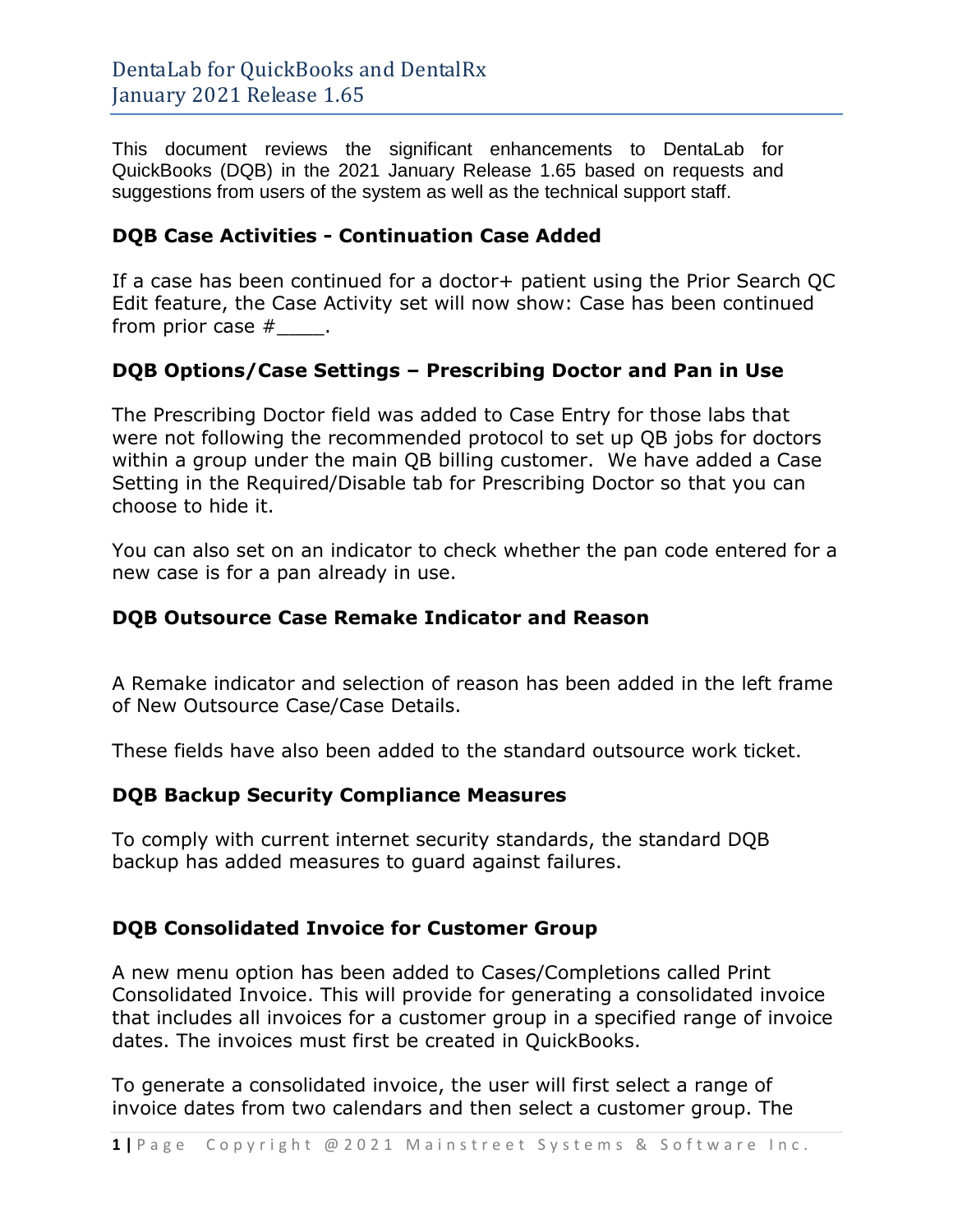# DentaLab for QuickBooks and DentalRx
# January 2021 Release 1.65

This document reviews the significant enhancements to DentaLab for QuickBooks (DQB) in the 2021 January Release 1.65 based on requests and suggestions from users of the system as well as the technical support staff.

## DQB Case Activities - Continuation Case Added

If a case has been continued for a doctor+ patient using the Prior Search QC Edit feature, the Case Activity set will now show: Case has been continued from prior case #____.

## DQB Options/Case Settings – Prescribing Doctor and Pan in Use

The Prescribing Doctor field was added to Case Entry for those labs that were not following the recommended protocol to set up QB jobs for doctors within a group under the main QB billing customer. We have added a Case Setting in the Required/Disable tab for Prescribing Doctor so that you can choose to hide it.

You can also set on an indicator to check whether the pan code entered for a new case is for a pan already in use.

## DQB Outsource Case Remake Indicator and Reason

A Remake indicator and selection of reason has been added in the left frame of New Outsource Case/Case Details.

These fields have also been added to the standard outsource work ticket.

## DQB Backup Security Compliance Measures

To comply with current internet security standards, the standard DQB backup has added measures to guard against failures.

## DQB Consolidated Invoice for Customer Group

A new menu option has been added to Cases/Completions called Print Consolidated Invoice. This will provide for generating a consolidated invoice that includes all invoices for a customer group in a specified range of invoice dates. The invoices must first be created in QuickBooks.

To generate a consolidated invoice, the user will first select a range of invoice dates from two calendars and then select a customer group. The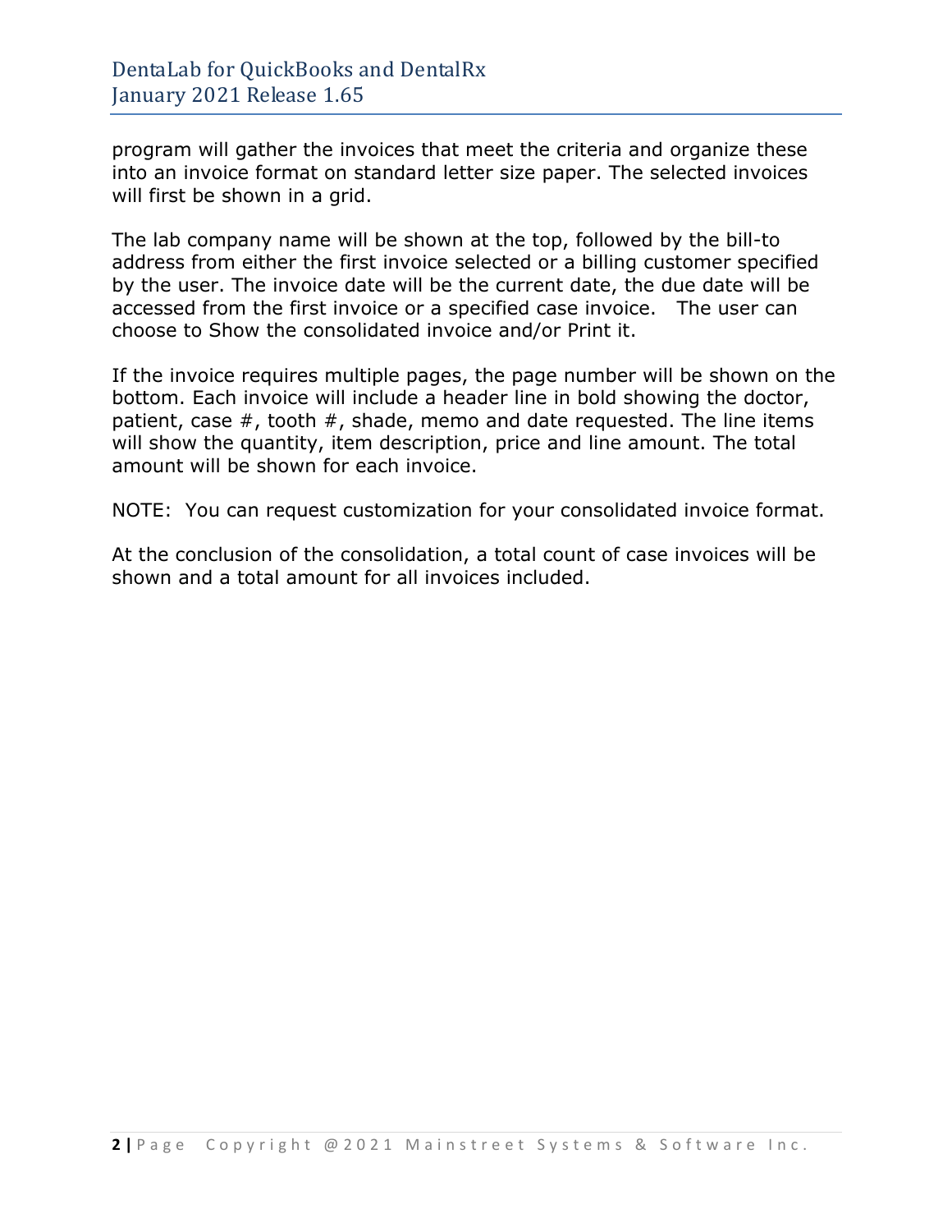program will gather the invoices that meet the criteria and organize these into an invoice format on standard letter size paper. The selected invoices will first be shown in a grid.

The lab company name will be shown at the top, followed by the bill-to address from either the first invoice selected or a billing customer specified by the user. The invoice date will be the current date, the due date will be accessed from the first invoice or a specified case invoice. The user can choose to Show the consolidated invoice and/or Print it.

If the invoice requires multiple pages, the page number will be shown on the bottom. Each invoice will include a header line in bold showing the doctor, patient, case #, tooth #, shade, memo and date requested. The line items will show the quantity, item description, price and line amount. The total amount will be shown for each invoice.

NOTE: You can request customization for your consolidated invoice format.

At the conclusion of the consolidation, a total count of case invoices will be shown and a total amount for all invoices included.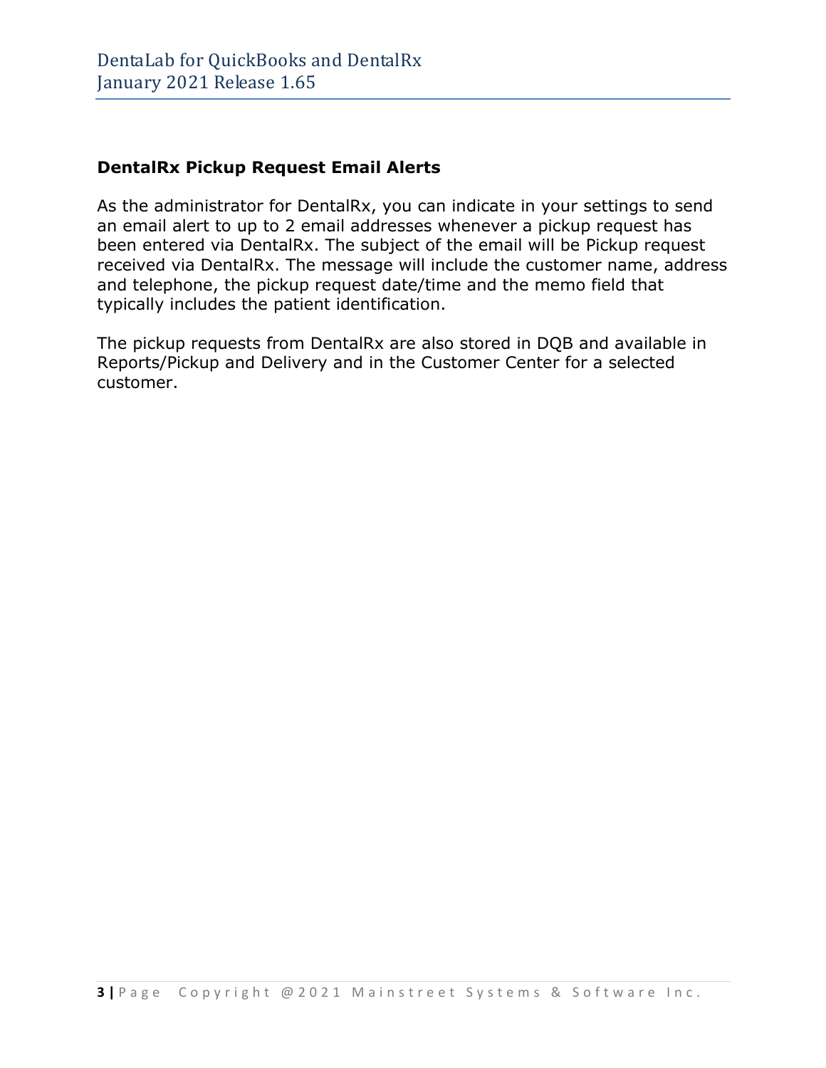### DentalRx Pickup Request Email Alerts

As the administrator for DentalRx, you can indicate in your settings to send an email alert to up to 2 email addresses whenever a pickup request has been entered via DentalRx. The subject of the email will be Pickup request received via DentalRx. The message will include the customer name, address and telephone, the pickup request date/time and the memo field that typically includes the patient identification.

The pickup requests from DentalRx are also stored in DQB and available in Reports/Pickup and Delivery and in the Customer Center for a selected customer.